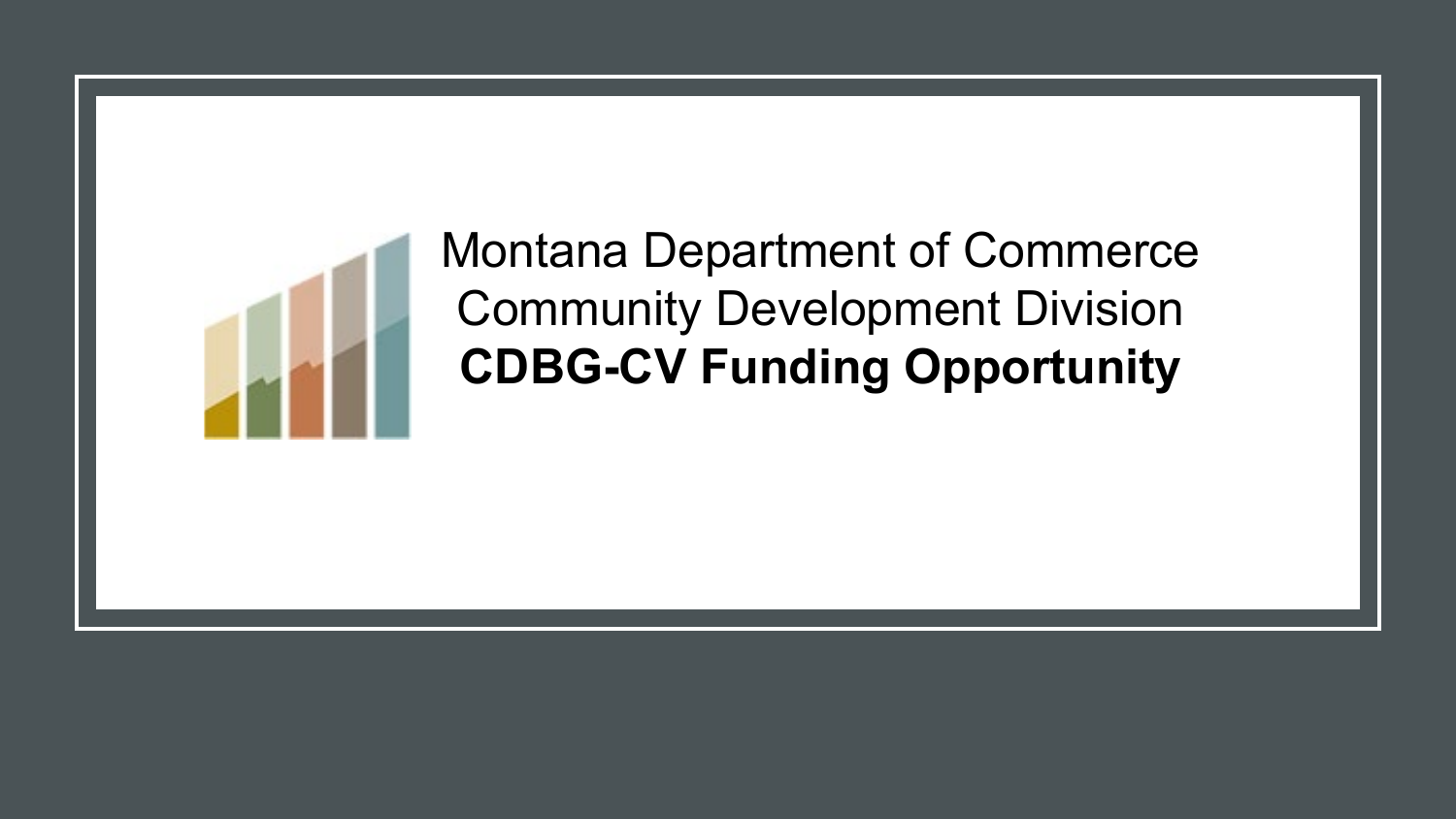Montana Department of Commerce

Community Development Division

**CDBG-CV Funding Opportunity**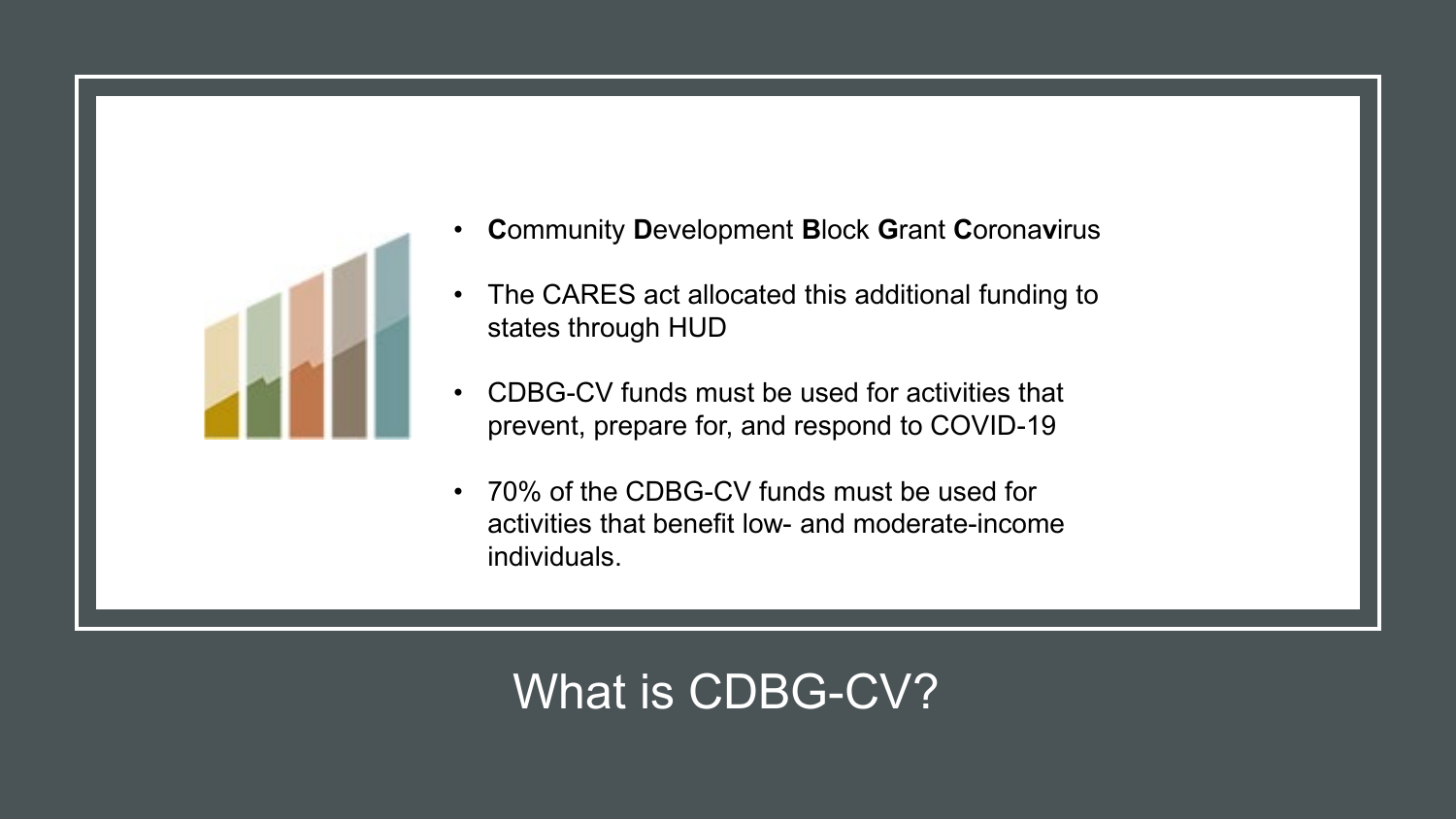# What is CDBG-CV?

- **C**ommunity **D**evelopment **B**lock **G**rant **C**orona**v**irus
- The CARES act allocated this additional funding to states through HUD
- CDBG-CV funds must be used for activities that prevent, prepare for, and respond to COVID-19
- 70% of the CDBG-CV funds must be used for activities that benefit low- and moderate-income individuals.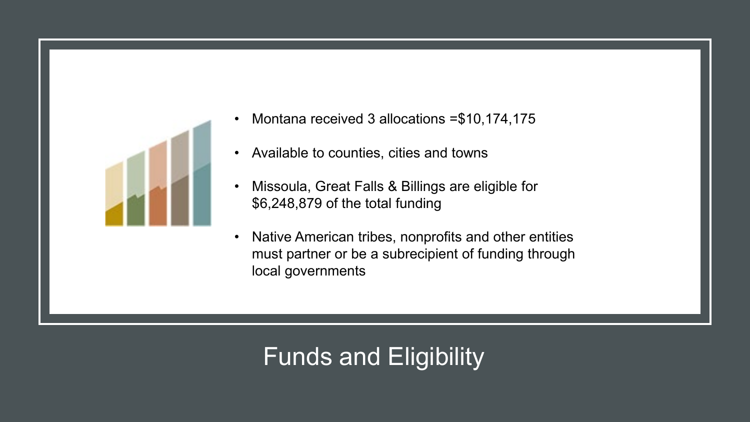# Funds and Eligibility

- Montana received 3 allocations =$10,174,175
- Available to counties, cities and towns
- Missoula, Great Falls & Billings are eligible for $6,248,879 of the total funding
- Native American tribes, nonprofits and other entities must partner or be a subrecipient of funding through local governments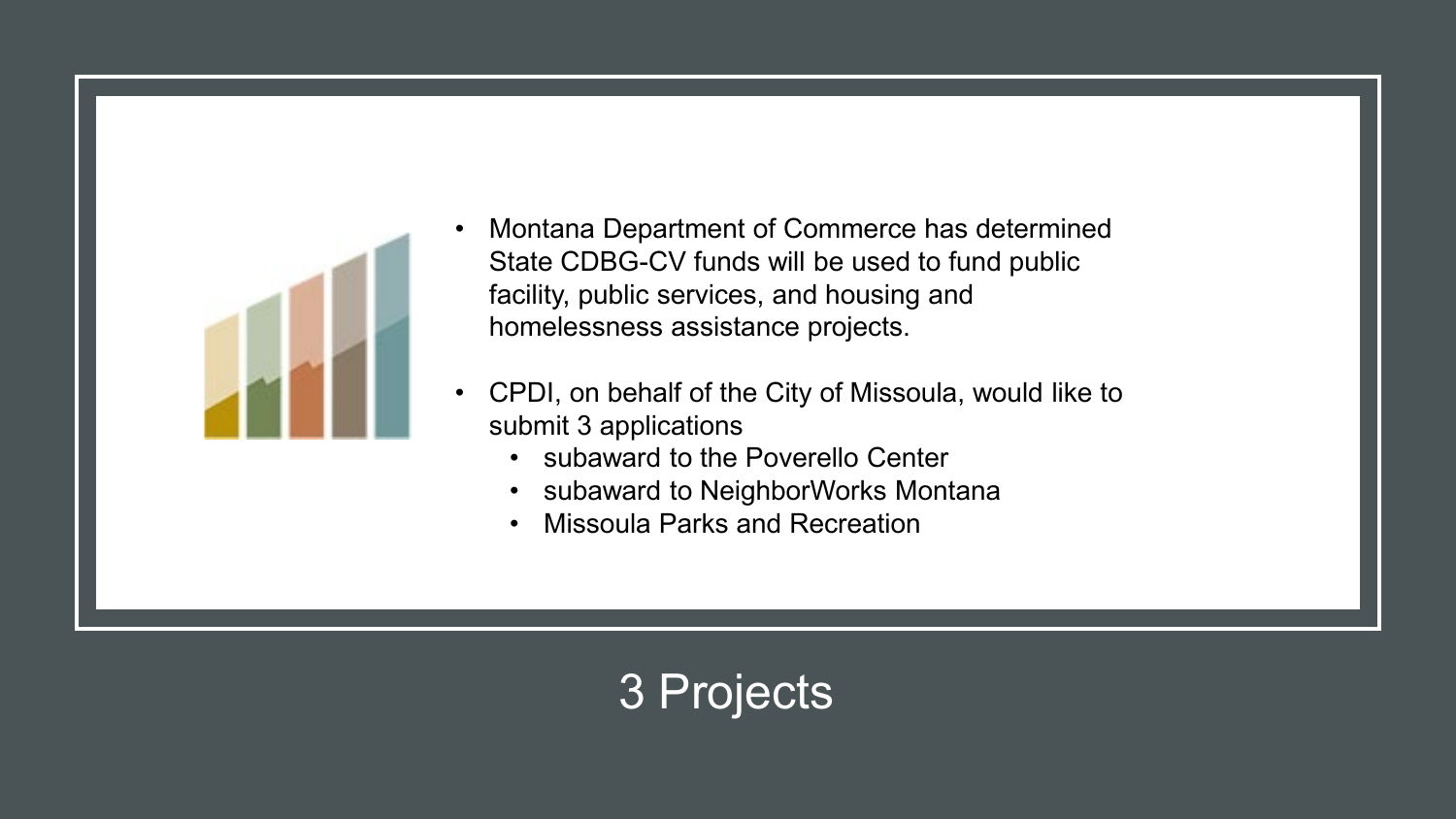- Montana Department of Commerce has determined State CDBG-CV funds will be used to fund public facility, public services, and housing and homelessness assistance projects.
- CPDI, on behalf of the City of Missoula, would like to submit 3 applications
  - subaward to the Poverello Center
  - subaward to NeighborWorks Montana
  - Missoula Parks and Recreation

# 3 Projects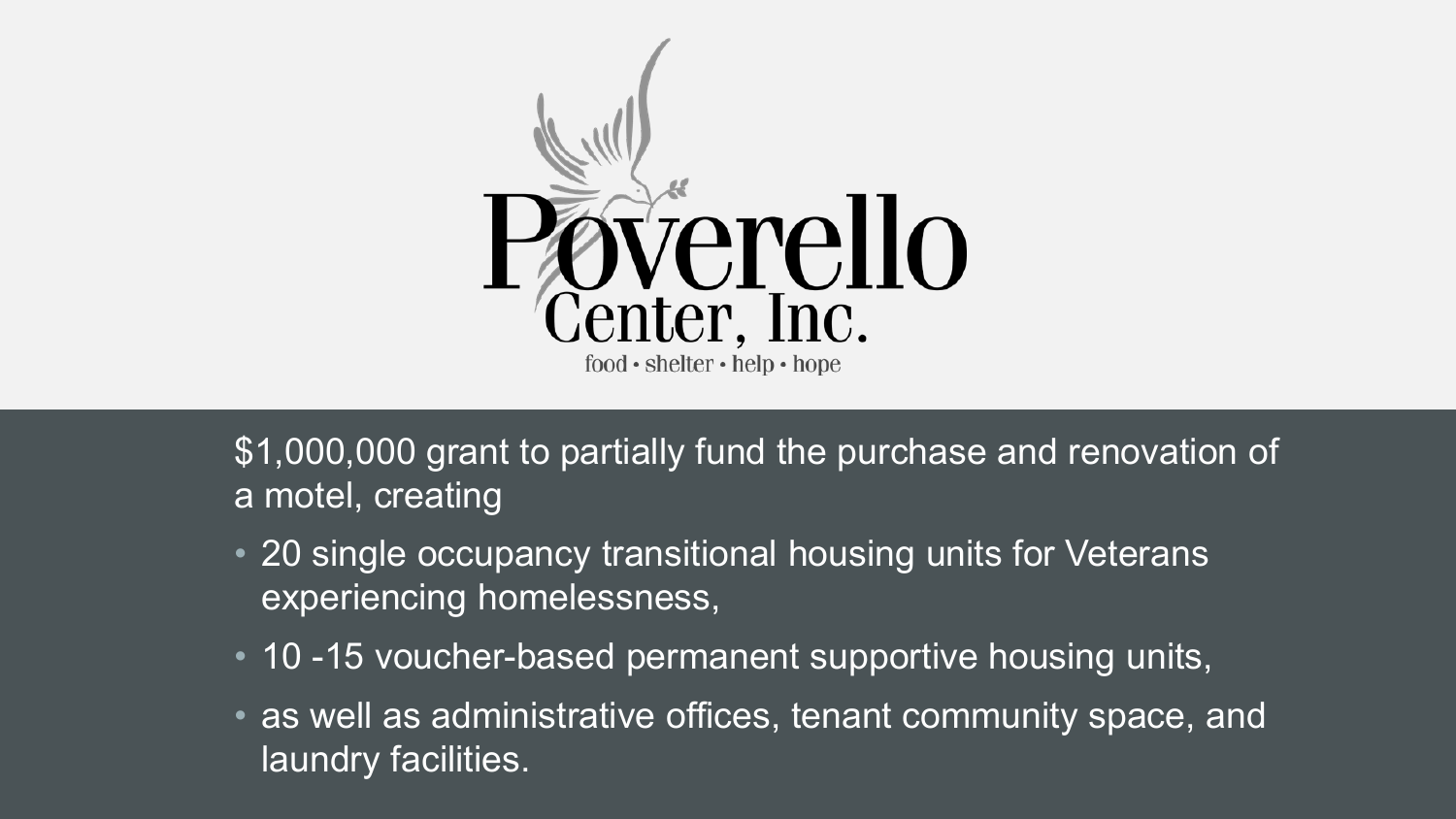# Poverello Center, Inc.

food • shelter • help • hope

$1,000,000 grant to partially fund the purchase and renovation of a motel, creating

- 20 single occupancy transitional housing units for Veterans experiencing homelessness,
- 10 -15 voucher-based permanent supportive housing units,
- as well as administrative offices, tenant community space, and laundry facilities.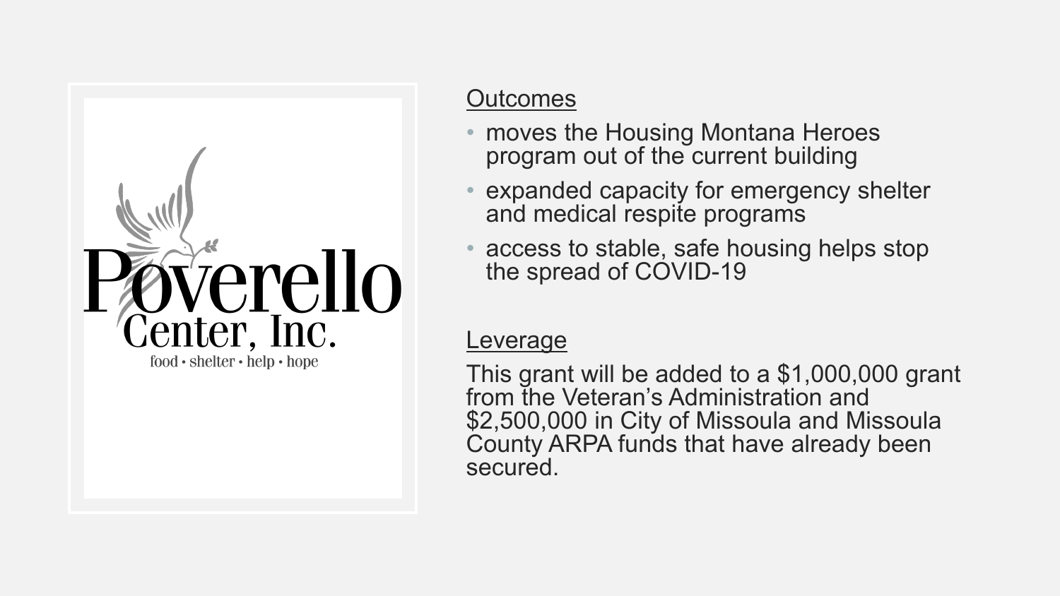Poverello Center, Inc.

food • shelter • help • hope

## Outcomes

- moves the Housing Montana Heroes program out of the current building
- expanded capacity for emergency shelter and medical respite programs
- access to stable, safe housing helps stop the spread of COVID-19

## Leverage

This grant will be added to a $1,000,000 grant from the Veteran's Administration and $2,500,000 in City of Missoula and Missoula County ARPA funds that have already been secured.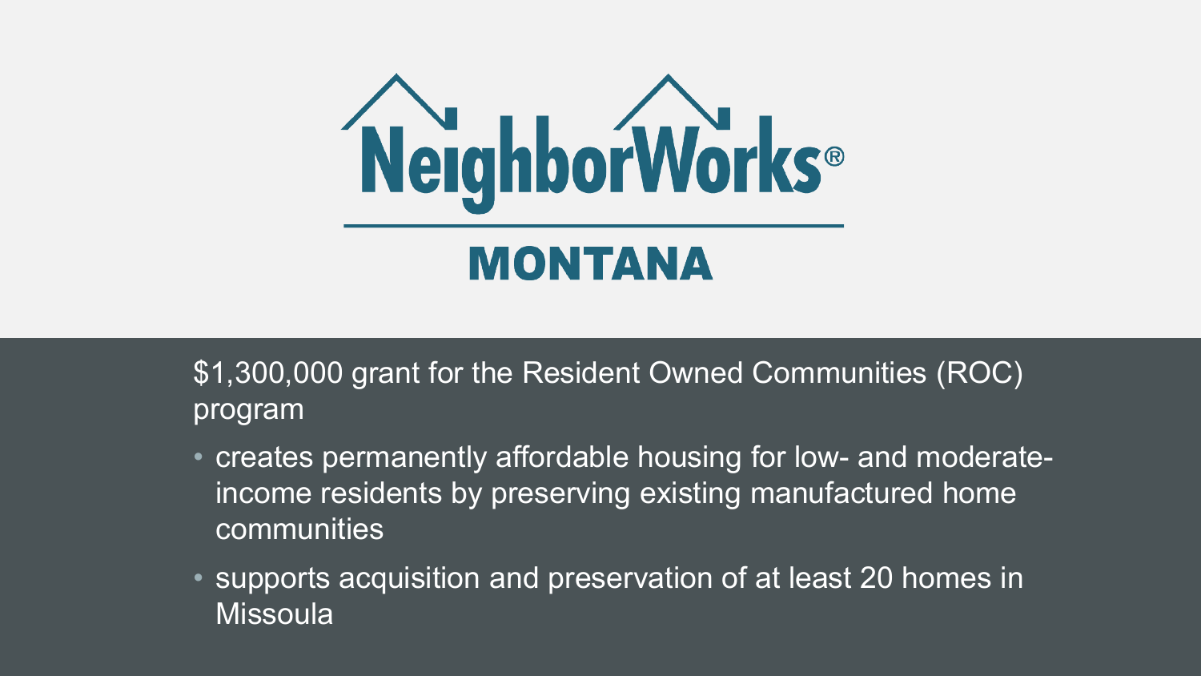# NeighborWorks® MONTANA

$1,300,000 grant for the Resident Owned Communities (ROC) program

- creates permanently affordable housing for low- and moderate-income residents by preserving existing manufactured home communities
- supports acquisition and preservation of at least 20 homes in Missoula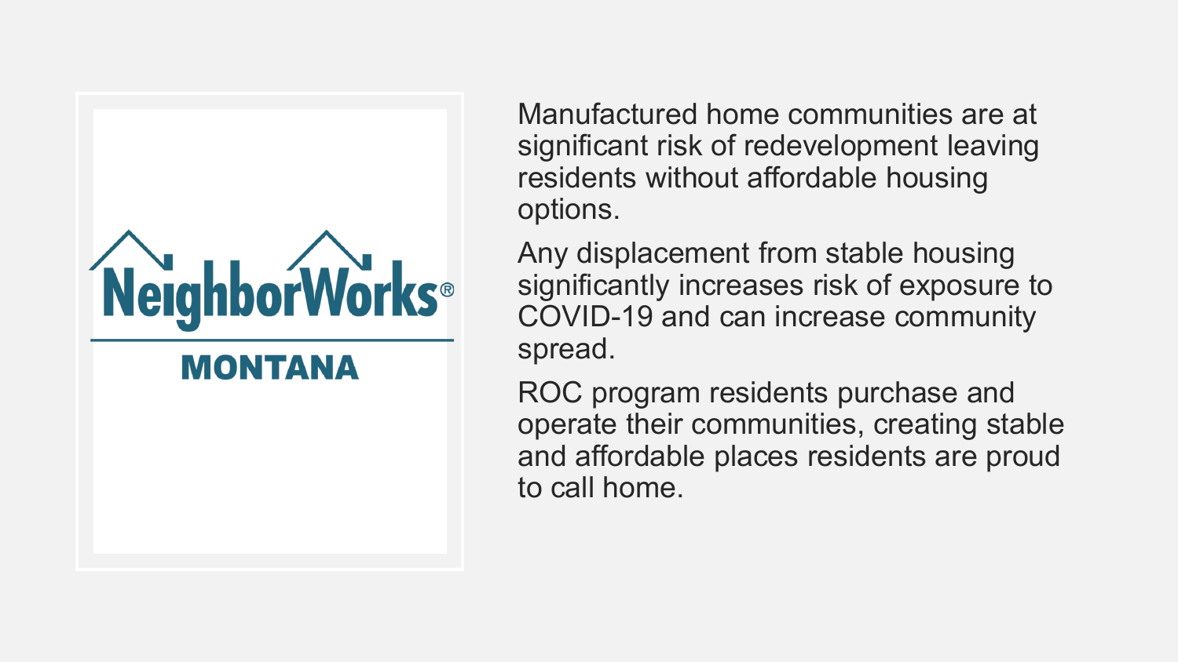NeighborWorks® MONTANA

Manufactured home communities are at significant risk of redevelopment leaving residents without affordable housing options.

Any displacement from stable housing significantly increases risk of exposure to COVID-19 and can increase community spread.

ROC program residents purchase and operate their communities, creating stable and affordable places residents are proud to call home.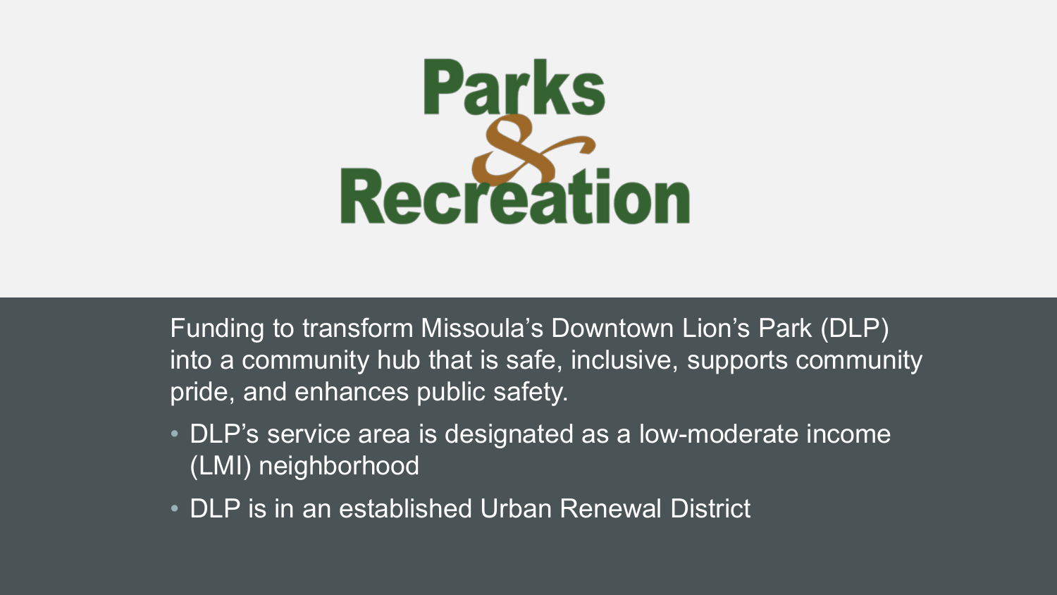# Parks & Recreation

Funding to transform Missoula's Downtown Lion's Park (DLP) into a community hub that is safe, inclusive, supports community pride, and enhances public safety.

- DLP's service area is designated as a low-moderate income (LMI) neighborhood
- DLP is in an established Urban Renewal District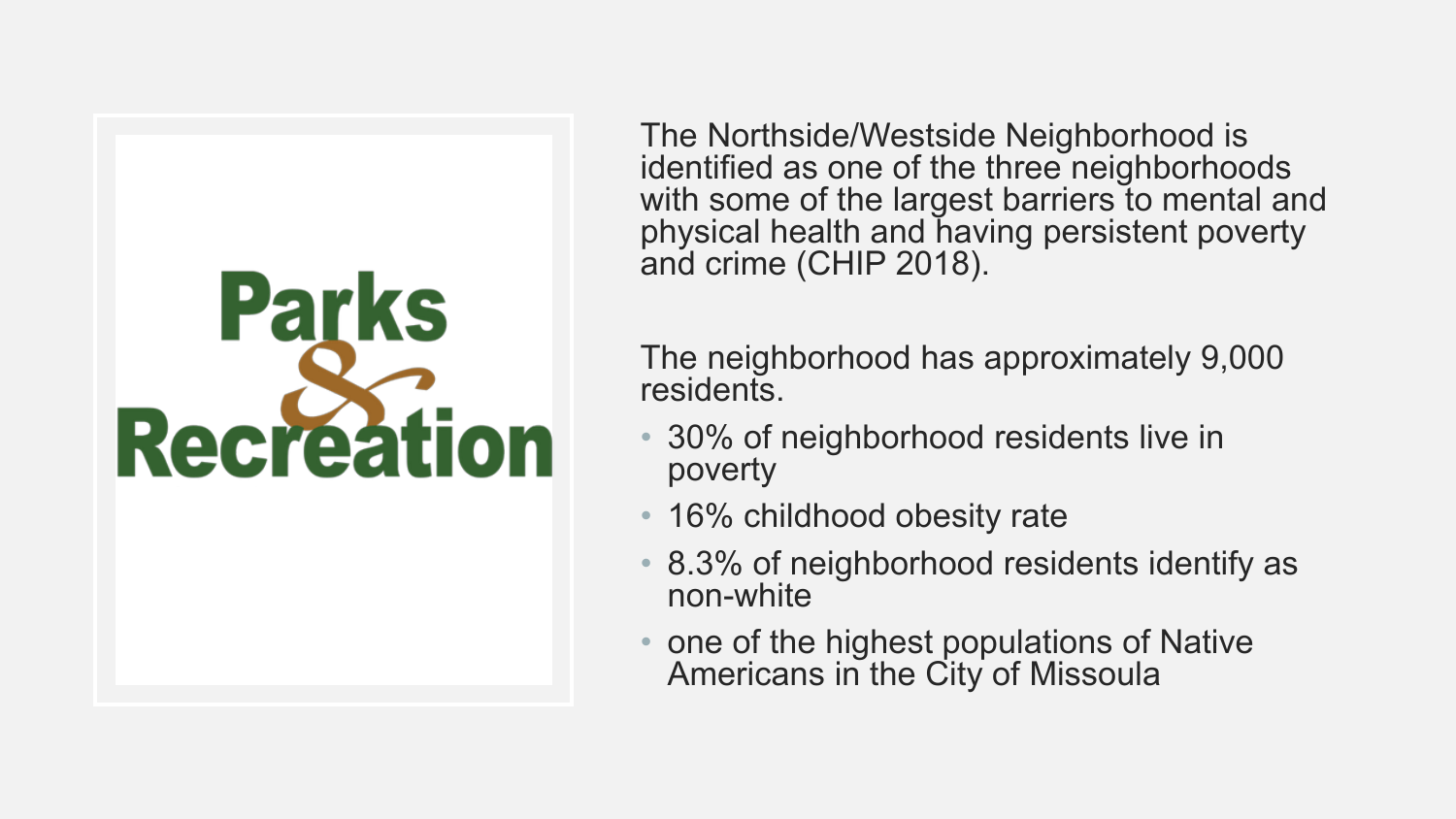Parks & Recreation

The Northside/Westside Neighborhood is identified as one of the three neighborhoods with some of the largest barriers to mental and physical health and having persistent poverty and crime (CHIP 2018).

The neighborhood has approximately 9,000 residents.

- 30% of neighborhood residents live in poverty
- 16% childhood obesity rate
- 8.3% of neighborhood residents identify as non-white
- one of the highest populations of Native Americans in the City of Missoula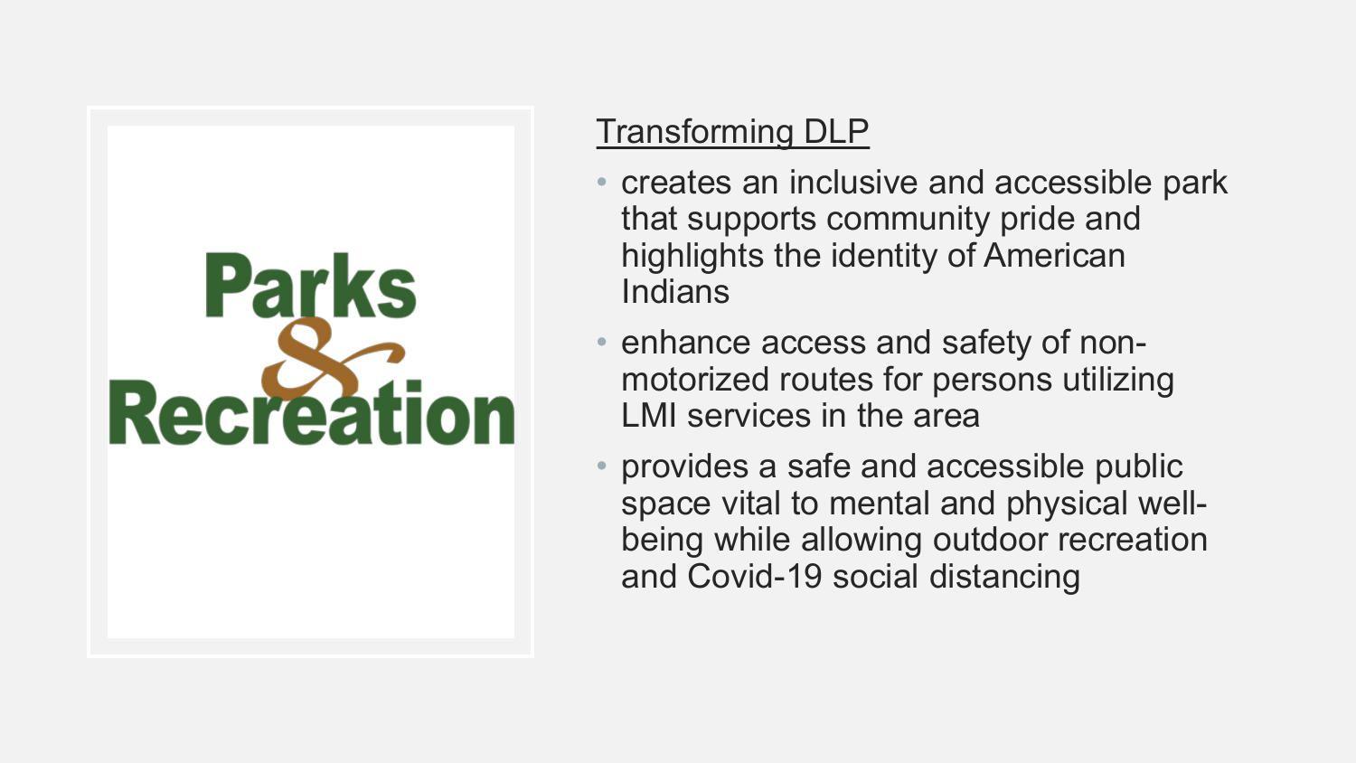Parks & Recreation

Transforming DLP

- creates an inclusive and accessible park that supports community pride and highlights the identity of American Indians
- enhance access and safety of non-motorized routes for persons utilizing LMI services in the area
- provides a safe and accessible public space vital to mental and physical well-being while allowing outdoor recreation and Covid-19 social distancing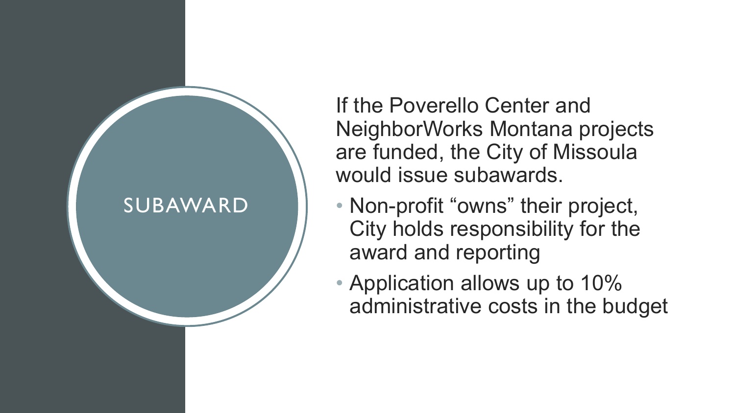# SUBAWARD

If the Poverello Center and NeighborWorks Montana projects are funded, the City of Missoula would issue subawards.

- Non-profit “owns” their project, City holds responsibility for the award and reporting
- Application allows up to 10% administrative costs in the budget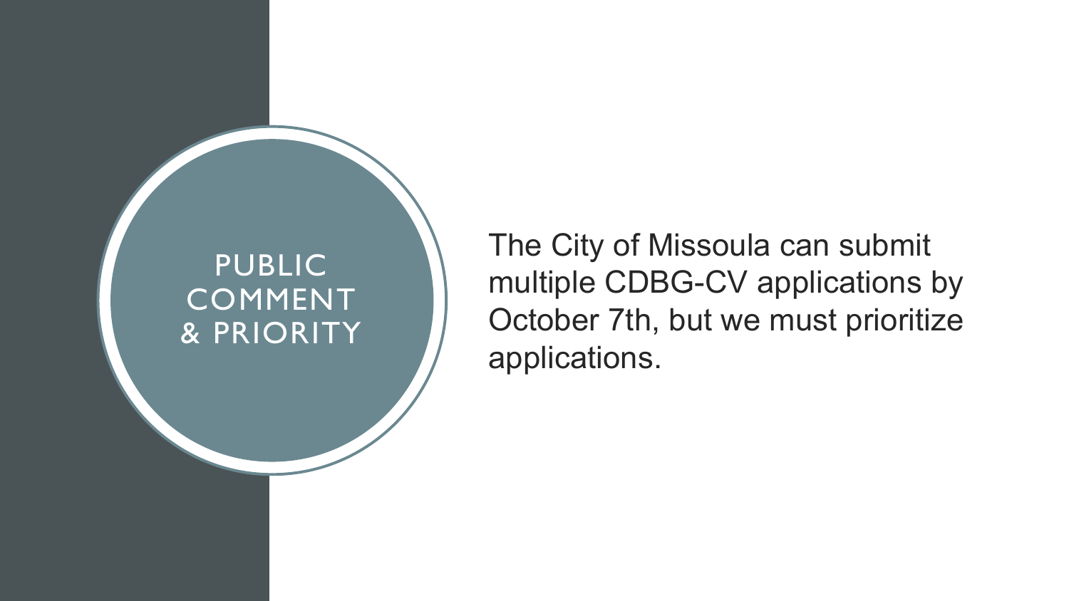# PUBLIC COMMENT & PRIORITY

The City of Missoula can submit multiple CDBG-CV applications by October 7th, but we must prioritize applications.